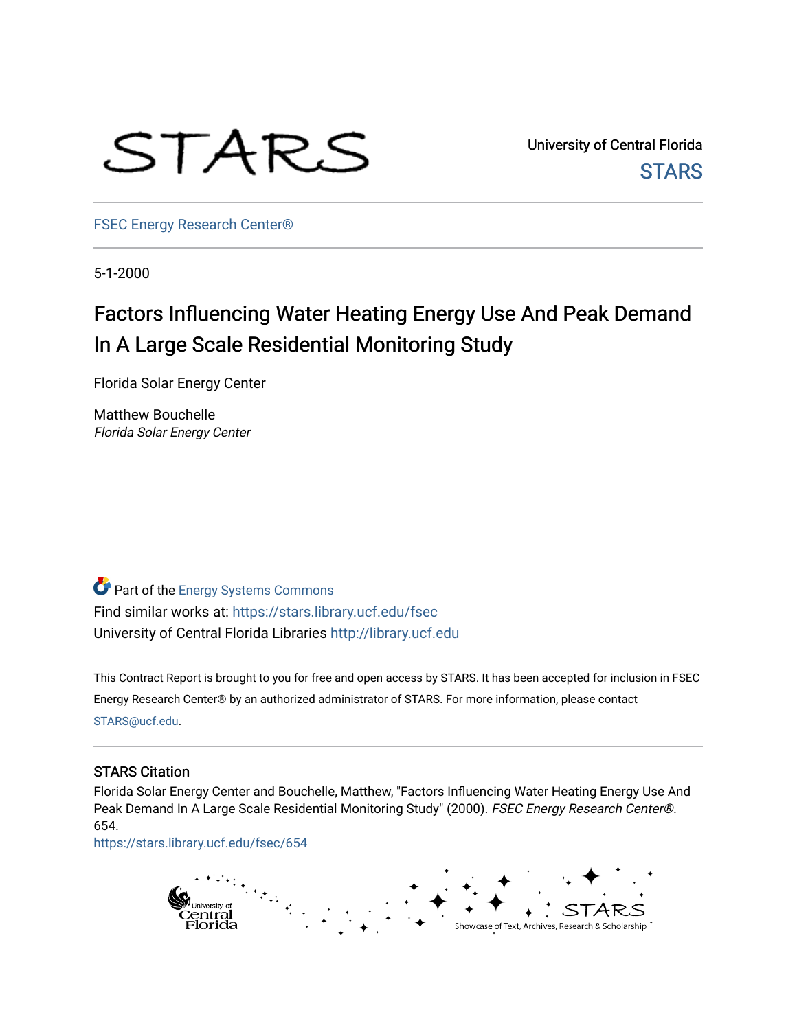STARS

University of Central Florida

STARS

FSEC Energy Research Center®

5-1-2000

# Factors Influencing Water Heating Energy Use And Peak Demand In A Large Scale Residential Monitoring Study

Florida Solar Energy Center

Matthew Bouchelle
*Florida Solar Energy Center*

Part of the Energy Systems Commons

Find similar works at: https://stars.library.ucf.edu/fsec

University of Central Florida Libraries http://library.ucf.edu

This Contract Report is brought to you for free and open access by STARS. It has been accepted for inclusion in FSEC Energy Research Center® by an authorized administrator of STARS. For more information, please contact STARS@ucf.edu.

## STARS Citation

Florida Solar Energy Center and Bouchelle, Matthew, "Factors Influencing Water Heating Energy Use And Peak Demand In A Large Scale Residential Monitoring Study" (2000). *FSEC Energy Research Center®*. 654.

https://stars.library.ucf.edu/fsec/654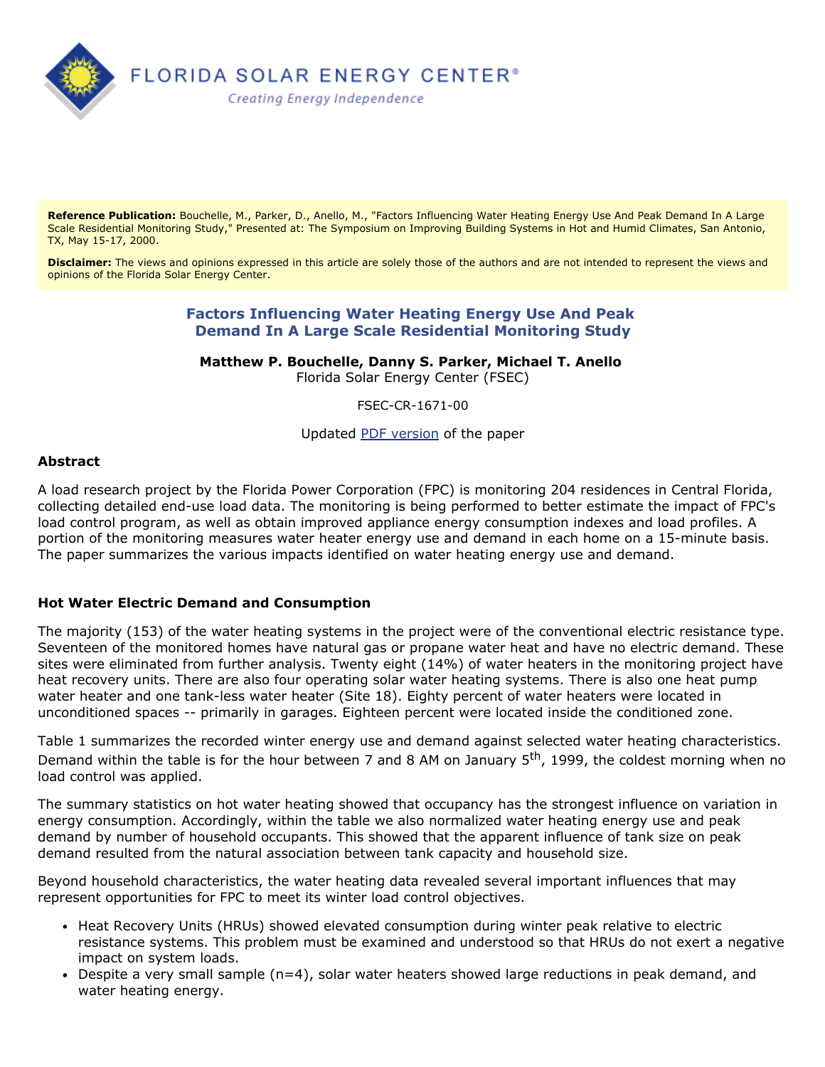FLORIDA SOLAR ENERGY CENTER®

*Creating Energy Independence*

**Reference Publication:** Bouchelle, M., Parker, D., Anello, M., "Factors Influencing Water Heating Energy Use And Peak Demand In A Large Scale Residential Monitoring Study," Presented at: The Symposium on Improving Building Systems in Hot and Humid Climates, San Antonio, TX, May 15-17, 2000.

**Disclaimer:** The views and opinions expressed in this article are solely those of the authors and are not intended to represent the views and opinions of the Florida Solar Energy Center.

## Factors Influencing Water Heating Energy Use And Peak Demand In A Large Scale Residential Monitoring Study

**Matthew P. Bouchelle, Danny S. Parker, Michael T. Anello**
Florida Solar Energy Center (FSEC)

FSEC-CR-1671-00

Updated PDF version of the paper

### Abstract

A load research project by the Florida Power Corporation (FPC) is monitoring 204 residences in Central Florida, collecting detailed end-use load data. The monitoring is being performed to better estimate the impact of FPC's load control program, as well as obtain improved appliance energy consumption indexes and load profiles. A portion of the monitoring measures water heater energy use and demand in each home on a 15-minute basis. The paper summarizes the various impacts identified on water heating energy use and demand.

### Hot Water Electric Demand and Consumption

The majority (153) of the water heating systems in the project were of the conventional electric resistance type. Seventeen of the monitored homes have natural gas or propane water heat and have no electric demand. These sites were eliminated from further analysis. Twenty eight (14%) of water heaters in the monitoring project have heat recovery units. There are also four operating solar water heating systems. There is also one heat pump water heater and one tank-less water heater (Site 18). Eighty percent of water heaters were located in unconditioned spaces -- primarily in garages. Eighteen percent were located inside the conditioned zone.

Table 1 summarizes the recorded winter energy use and demand against selected water heating characteristics. Demand within the table is for the hour between 7 and 8 AM on January 5th, 1999, the coldest morning when no load control was applied.

The summary statistics on hot water heating showed that occupancy has the strongest influence on variation in energy consumption. Accordingly, within the table we also normalized water heating energy use and peak demand by number of household occupants. This showed that the apparent influence of tank size on peak demand resulted from the natural association between tank capacity and household size.

Beyond household characteristics, the water heating data revealed several important influences that may represent opportunities for FPC to meet its winter load control objectives.

- Heat Recovery Units (HRUs) showed elevated consumption during winter peak relative to electric resistance systems. This problem must be examined and understood so that HRUs do not exert a negative impact on system loads.
- Despite a very small sample (n=4), solar water heaters showed large reductions in peak demand, and water heating energy.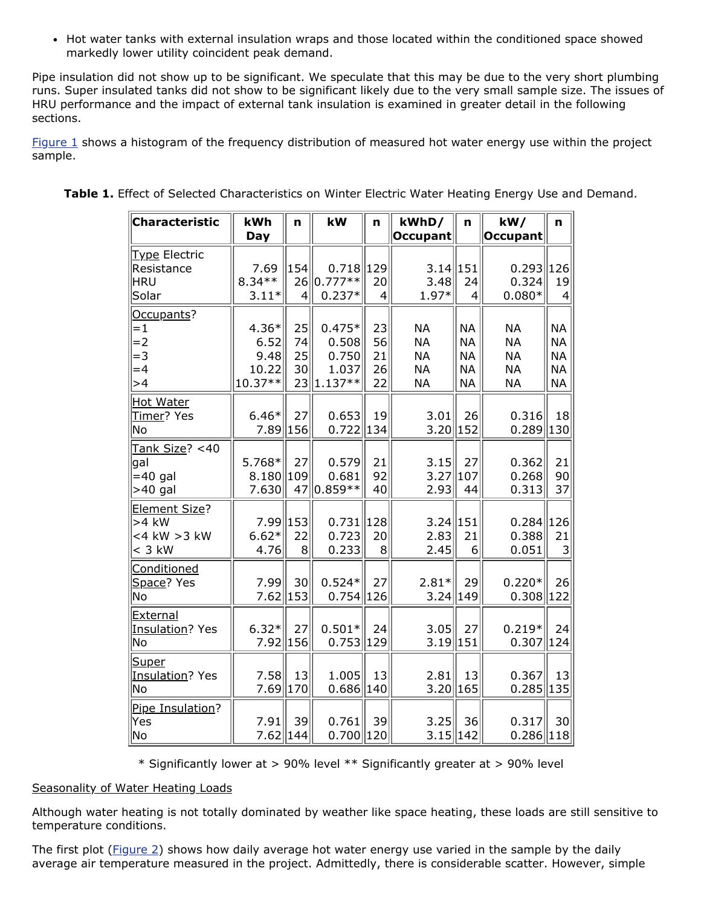- Hot water tanks with external insulation wraps and those located within the conditioned space showed markedly lower utility coincident peak demand.

Pipe insulation did not show up to be significant. We speculate that this may be due to the very short plumbing runs. Super insulated tanks did not show to be significant likely due to the very small sample size. The issues of HRU performance and the impact of external tank insulation is examined in greater detail in the following sections.

Figure 1 shows a histogram of the frequency distribution of measured hot water energy use within the project sample.

**Table 1.** Effect of Selected Characteristics on Winter Electric Water Heating Energy Use and Demand.

| Characteristic | kWh Day | n | kW | n | kWhD/ Occupant | n | kW/ Occupant | n |
|---|---|---|---|---|---|---|---|---|
| Type Electric | | | | | | | | |
| Resistance | 7.69 | 154 | 0.718 | 129 | 3.14 | 151 | 0.293 | 126 |
| HRU | 8.34** | 26 | 0.777** | 20 | 3.48 | 24 | 0.324 | 19 |
| Solar | 3.11* | 4 | 0.237* | 4 | 1.97* | 4 | 0.080* | 4 |
| Occupants? | | | | | | | | |
| =1 | 4.36* | 25 | 0.475* | 23 | NA | NA | NA | NA |
| =2 | 6.52 | 74 | 0.508 | 56 | NA | NA | NA | NA |
| =3 | 9.48 | 25 | 0.750 | 21 | NA | NA | NA | NA |
| =4 | 10.22 | 30 | 1.037 | 26 | NA | NA | NA | NA |
| >4 | 10.37** | 23 | 1.137** | 22 | NA | NA | NA | NA |
| Hot Water Timer? Yes | 6.46* | 27 | 0.653 | 19 | 3.01 | 26 | 0.316 | 18 |
| No | 7.89 | 156 | 0.722 | 134 | 3.20 | 152 | 0.289 | 130 |
| Tank Size? <40 gal | 5.768* | 27 | 0.579 | 21 | 3.15 | 27 | 0.362 | 21 |
| =40 gal | 8.180 | 109 | 0.681 | 92 | 3.27 | 107 | 0.268 | 90 |
| >40 gal | 7.630 | 47 | 0.859** | 40 | 2.93 | 44 | 0.313 | 37 |
| Element Size? | | | | | | | | |
| >4 kW | 7.99 | 153 | 0.731 | 128 | 3.24 | 151 | 0.284 | 126 |
| <4 kW >3 kW | 6.62* | 22 | 0.723 | 20 | 2.83 | 21 | 0.388 | 21 |
| < 3 kW | 4.76 | 8 | 0.233 | 8 | 2.45 | 6 | 0.051 | 3 |
| Conditioned Space? Yes | 7.99 | 30 | 0.524* | 27 | 2.81* | 29 | 0.220* | 26 |
| No | 7.62 | 153 | 0.754 | 126 | 3.24 | 149 | 0.308 | 122 |
| External Insulation? Yes | 6.32* | 27 | 0.501* | 24 | 3.05 | 27 | 0.219* | 24 |
| No | 7.92 | 156 | 0.753 | 129 | 3.19 | 151 | 0.307 | 124 |
| Super Insulation? Yes | 7.58 | 13 | 1.005 | 13 | 2.81 | 13 | 0.367 | 13 |
| No | 7.69 | 170 | 0.686 | 140 | 3.20 | 165 | 0.285 | 135 |
| Pipe Insulation? | | | | | | | | |
| Yes | 7.91 | 39 | 0.761 | 39 | 3.25 | 36 | 0.317 | 30 |
| No | 7.62 | 144 | 0.700 | 120 | 3.15 | 142 | 0.286 | 118 |

\* Significantly lower at > 90% level ** Significantly greater at > 90% level

Seasonality of Water Heating Loads

Although water heating is not totally dominated by weather like space heating, these loads are still sensitive to temperature conditions.

The first plot (Figure 2) shows how daily average hot water energy use varied in the sample by the daily average air temperature measured in the project. Admittedly, there is considerable scatter. However, simple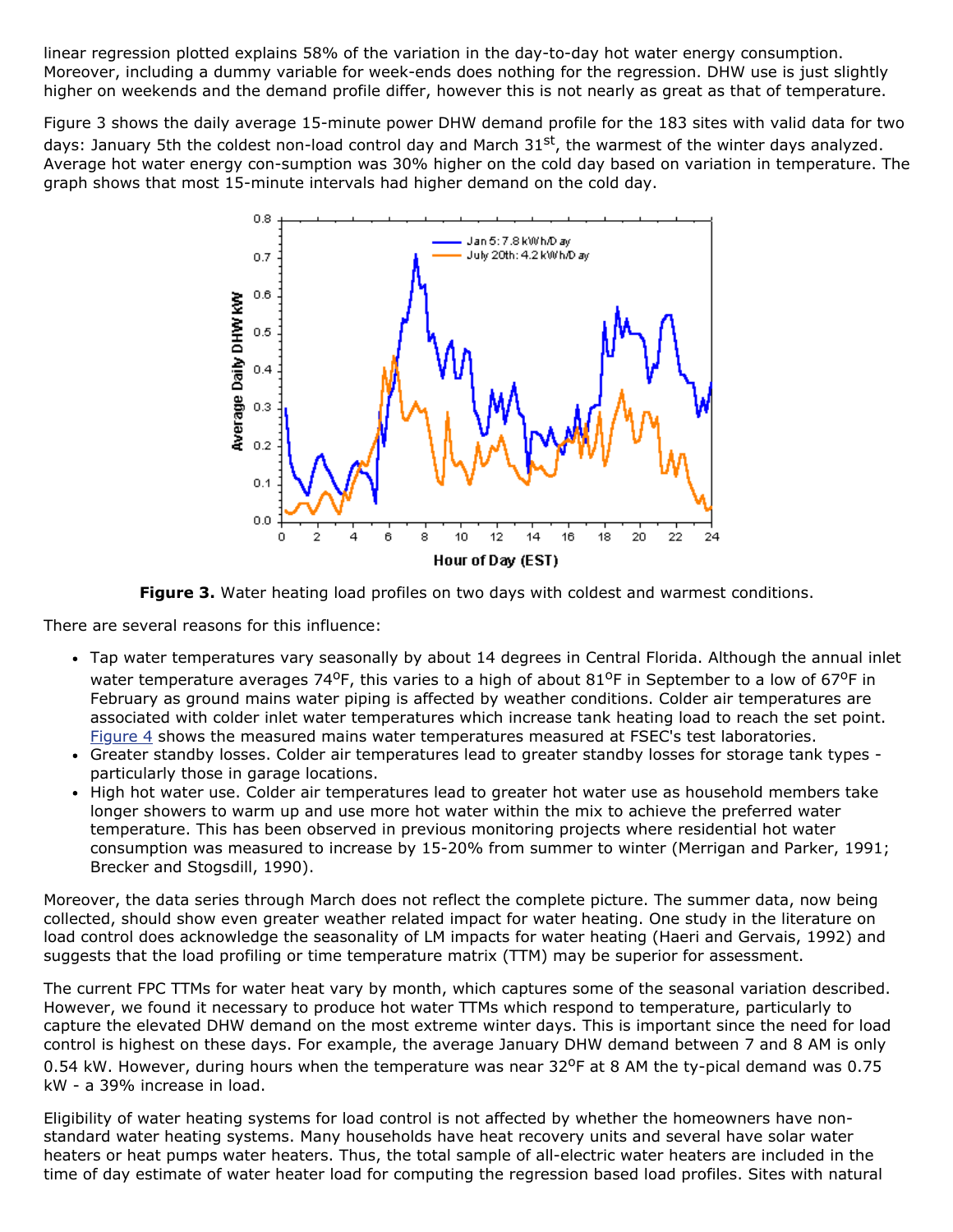linear regression plotted explains 58% of the variation in the day-to-day hot water energy consumption. Moreover, including a dummy variable for week-ends does nothing for the regression. DHW use is just slightly higher on weekends and the demand profile differ, however this is not nearly as great as that of temperature.

Figure 3 shows the daily average 15-minute power DHW demand profile for the 183 sites with valid data for two days: January 5th the coldest non-load control day and March 31st, the warmest of the winter days analyzed. Average hot water energy con-sumption was 30% higher on the cold day based on variation in temperature. The graph shows that most 15-minute intervals had higher demand on the cold day.

**Figure 3.** Water heating load profiles on two days with coldest and warmest conditions.

There are several reasons for this influence:

- Tap water temperatures vary seasonally by about 14 degrees in Central Florida. Although the annual inlet water temperature averages 74°F, this varies to a high of about 81°F in September to a low of 67°F in February as ground mains water piping is affected by weather conditions. Colder air temperatures are associated with colder inlet water temperatures which increase tank heating load to reach the set point. Figure 4 shows the measured mains water temperatures measured at FSEC's test laboratories.
- Greater standby losses. Colder air temperatures lead to greater standby losses for storage tank types - particularly those in garage locations.
- High hot water use. Colder air temperatures lead to greater hot water use as household members take longer showers to warm up and use more hot water within the mix to achieve the preferred water temperature. This has been observed in previous monitoring projects where residential hot water consumption was measured to increase by 15-20% from summer to winter (Merrigan and Parker, 1991; Brecker and Stogsdill, 1990).

Moreover, the data series through March does not reflect the complete picture. The summer data, now being collected, should show even greater weather related impact for water heating. One study in the literature on load control does acknowledge the seasonality of LM impacts for water heating (Haeri and Gervais, 1992) and suggests that the load profiling or time temperature matrix (TTM) may be superior for assessment.

The current FPC TTMs for water heat vary by month, which captures some of the seasonal variation described. However, we found it necessary to produce hot water TTMs which respond to temperature, particularly to capture the elevated DHW demand on the most extreme winter days. This is important since the need for load control is highest on these days. For example, the average January DHW demand between 7 and 8 AM is only 0.54 kW. However, during hours when the temperature was near 32°F at 8 AM the ty-pical demand was 0.75 kW - a 39% increase in load.

Eligibility of water heating systems for load control is not affected by whether the homeowners have non-standard water heating systems. Many households have heat recovery units and several have solar water heaters or heat pumps water heaters. Thus, the total sample of all-electric water heaters are included in the time of day estimate of water heater load for computing the regression based load profiles. Sites with natural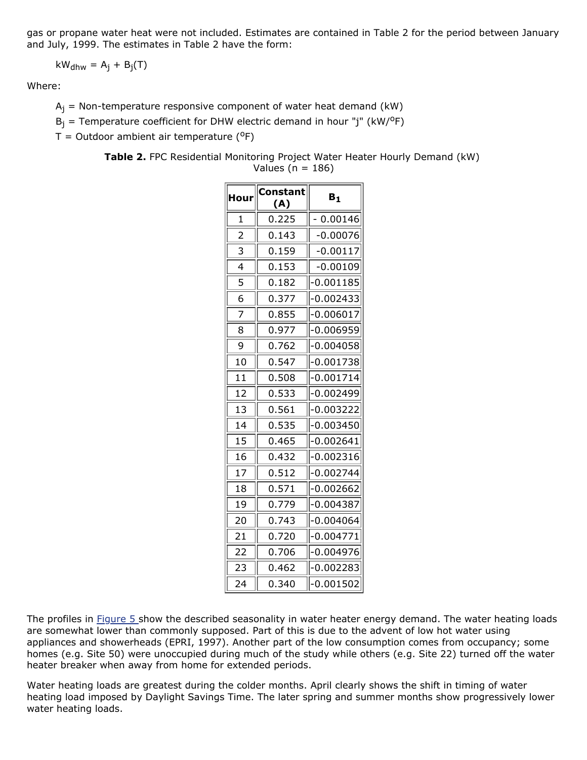gas or propane water heat were not included. Estimates are contained in Table 2 for the period between January and July, 1999. The estimates in Table 2 have the form:

$$kW_{dhw} = A_j + B_j(T)$$

Where:

> $A_j$ = Non-temperature responsive component of water heat demand (kW)
> $B_j$ = Temperature coefficient for DHW electric demand in hour "j" (kW/°F)
> T = Outdoor ambient air temperature (°F)

**Table 2.** FPC Residential Monitoring Project Water Heater Hourly Demand (kW) Values (n = 186)

| Hour | Constant (A) | $B_1$ |
|---|---|---|
| 1 | 0.225 | - 0.00146 |
| 2 | 0.143 | -0.00076 |
| 3 | 0.159 | -0.00117 |
| 4 | 0.153 | -0.00109 |
| 5 | 0.182 | -0.001185 |
| 6 | 0.377 | -0.002433 |
| 7 | 0.855 | -0.006017 |
| 8 | 0.977 | -0.006959 |
| 9 | 0.762 | -0.004058 |
| 10 | 0.547 | -0.001738 |
| 11 | 0.508 | -0.001714 |
| 12 | 0.533 | -0.002499 |
| 13 | 0.561 | -0.003222 |
| 14 | 0.535 | -0.003450 |
| 15 | 0.465 | -0.002641 |
| 16 | 0.432 | -0.002316 |
| 17 | 0.512 | -0.002744 |
| 18 | 0.571 | -0.002662 |
| 19 | 0.779 | -0.004387 |
| 20 | 0.743 | -0.004064 |
| 21 | 0.720 | -0.004771 |
| 22 | 0.706 | -0.004976 |
| 23 | 0.462 | -0.002283 |
| 24 | 0.340 | -0.001502 |

The profiles in Figure 5 show the described seasonality in water heater energy demand. The water heating loads are somewhat lower than commonly supposed. Part of this is due to the advent of low hot water using appliances and showerheads (EPRI, 1997). Another part of the low consumption comes from occupancy; some homes (e.g. Site 50) were unoccupied during much of the study while others (e.g. Site 22) turned off the water heater breaker when away from home for extended periods.

Water heating loads are greatest during the colder months. April clearly shows the shift in timing of water heating load imposed by Daylight Savings Time. The later spring and summer months show progressively lower water heating loads.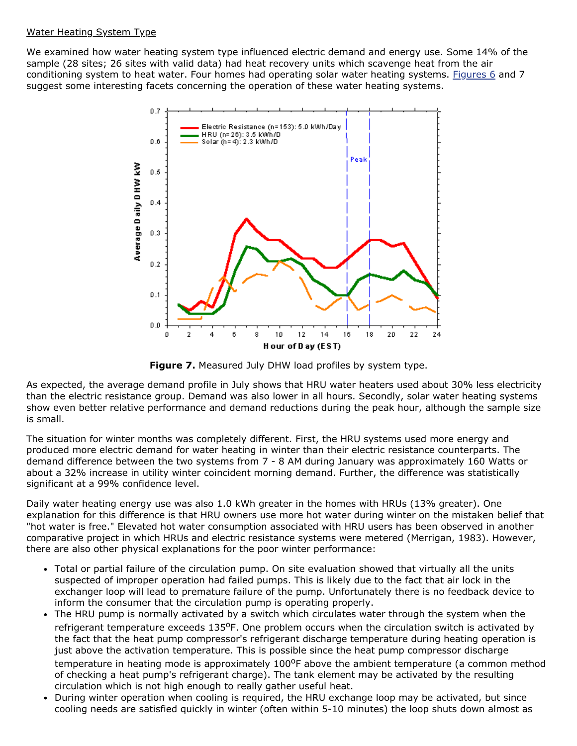Water Heating System Type

We examined how water heating system type influenced electric demand and energy use. Some 14% of the sample (28 sites; 26 sites with valid data) had heat recovery units which scavenge heat from the air conditioning system to heat water. Four homes had operating solar water heating systems. Figures 6 and 7 suggest some interesting facets concerning the operation of these water heating systems.

**Figure 7.** Measured July DHW load profiles by system type.

As expected, the average demand profile in July shows that HRU water heaters used about 30% less electricity than the electric resistance group. Demand was also lower in all hours. Secondly, solar water heating systems show even better relative performance and demand reductions during the peak hour, although the sample size is small.

The situation for winter months was completely different. First, the HRU systems used more energy and produced more electric demand for water heating in winter than their electric resistance counterparts. The demand difference between the two systems from 7 - 8 AM during January was approximately 160 Watts or about a 32% increase in utility winter coincident morning demand. Further, the difference was statistically significant at a 99% confidence level.

Daily water heating energy use was also 1.0 kWh greater in the homes with HRUs (13% greater). One explanation for this difference is that HRU owners use more hot water during winter on the mistaken belief that "hot water is free." Elevated hot water consumption associated with HRU users has been observed in another comparative project in which HRUs and electric resistance systems were metered (Merrigan, 1983). However, there are also other physical explanations for the poor winter performance:

- Total or partial failure of the circulation pump. On site evaluation showed that virtually all the units suspected of improper operation had failed pumps. This is likely due to the fact that air lock in the exchanger loop will lead to premature failure of the pump. Unfortunately there is no feedback device to inform the consumer that the circulation pump is operating properly.
- The HRU pump is normally activated by a switch which circulates water through the system when the refrigerant temperature exceeds 135°F. One problem occurs when the circulation switch is activated by the fact that the heat pump compressor's refrigerant discharge temperature during heating operation is just above the activation temperature. This is possible since the heat pump compressor discharge temperature in heating mode is approximately 100°F above the ambient temperature (a common method of checking a heat pump's refrigerant charge). The tank element may be activated by the resulting circulation which is not high enough to really gather useful heat.
- During winter operation when cooling is required, the HRU exchange loop may be activated, but since cooling needs are satisfied quickly in winter (often within 5-10 minutes) the loop shuts down almost as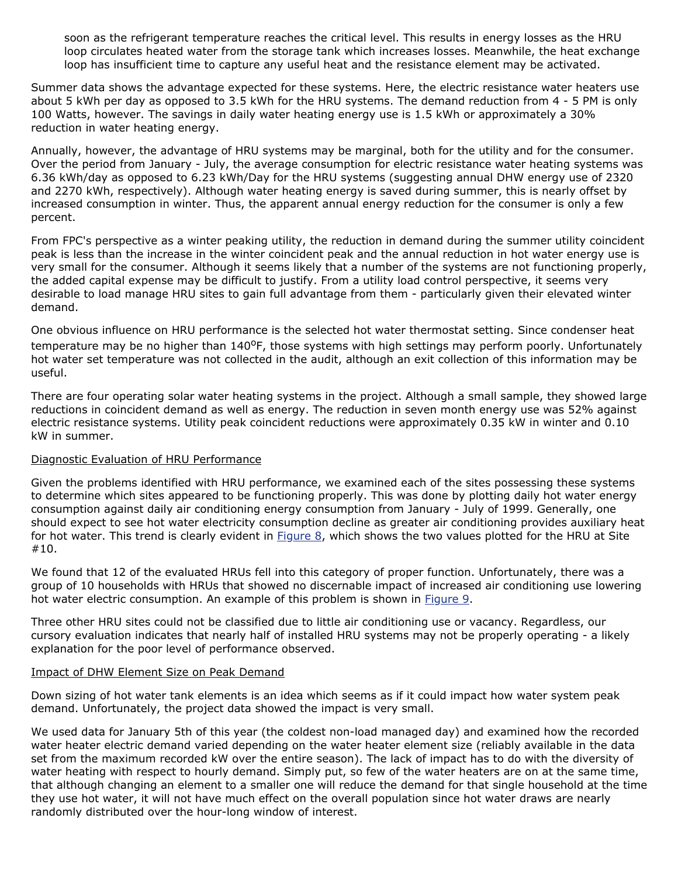soon as the refrigerant temperature reaches the critical level. This results in energy losses as the HRU loop circulates heated water from the storage tank which increases losses. Meanwhile, the heat exchange loop has insufficient time to capture any useful heat and the resistance element may be activated.

Summer data shows the advantage expected for these systems. Here, the electric resistance water heaters use about 5 kWh per day as opposed to 3.5 kWh for the HRU systems. The demand reduction from 4 - 5 PM is only 100 Watts, however. The savings in daily water heating energy use is 1.5 kWh or approximately a 30% reduction in water heating energy.

Annually, however, the advantage of HRU systems may be marginal, both for the utility and for the consumer. Over the period from January - July, the average consumption for electric resistance water heating systems was 6.36 kWh/day as opposed to 6.23 kWh/Day for the HRU systems (suggesting annual DHW energy use of 2320 and 2270 kWh, respectively). Although water heating energy is saved during summer, this is nearly offset by increased consumption in winter. Thus, the apparent annual energy reduction for the consumer is only a few percent.

From FPC's perspective as a winter peaking utility, the reduction in demand during the summer utility coincident peak is less than the increase in the winter coincident peak and the annual reduction in hot water energy use is very small for the consumer. Although it seems likely that a number of the systems are not functioning properly, the added capital expense may be difficult to justify. From a utility load control perspective, it seems very desirable to load manage HRU sites to gain full advantage from them - particularly given their elevated winter demand.

One obvious influence on HRU performance is the selected hot water thermostat setting. Since condenser heat temperature may be no higher than 140°F, those systems with high settings may perform poorly. Unfortunately hot water set temperature was not collected in the audit, although an exit collection of this information may be useful.

There are four operating solar water heating systems in the project. Although a small sample, they showed large reductions in coincident demand as well as energy. The reduction in seven month energy use was 52% against electric resistance systems. Utility peak coincident reductions were approximately 0.35 kW in winter and 0.10 kW in summer.

## Diagnostic Evaluation of HRU Performance

Given the problems identified with HRU performance, we examined each of the sites possessing these systems to determine which sites appeared to be functioning properly. This was done by plotting daily hot water energy consumption against daily air conditioning energy consumption from January - July of 1999. Generally, one should expect to see hot water electricity consumption decline as greater air conditioning provides auxiliary heat for hot water. This trend is clearly evident in Figure 8, which shows the two values plotted for the HRU at Site #10.

We found that 12 of the evaluated HRUs fell into this category of proper function. Unfortunately, there was a group of 10 households with HRUs that showed no discernable impact of increased air conditioning use lowering hot water electric consumption. An example of this problem is shown in Figure 9.

Three other HRU sites could not be classified due to little air conditioning use or vacancy. Regardless, our cursory evaluation indicates that nearly half of installed HRU systems may not be properly operating - a likely explanation for the poor level of performance observed.

## Impact of DHW Element Size on Peak Demand

Down sizing of hot water tank elements is an idea which seems as if it could impact how water system peak demand. Unfortunately, the project data showed the impact is very small.

We used data for January 5th of this year (the coldest non-load managed day) and examined how the recorded water heater electric demand varied depending on the water heater element size (reliably available in the data set from the maximum recorded kW over the entire season). The lack of impact has to do with the diversity of water heating with respect to hourly demand. Simply put, so few of the water heaters are on at the same time, that although changing an element to a smaller one will reduce the demand for that single household at the time they use hot water, it will not have much effect on the overall population since hot water draws are nearly randomly distributed over the hour-long window of interest.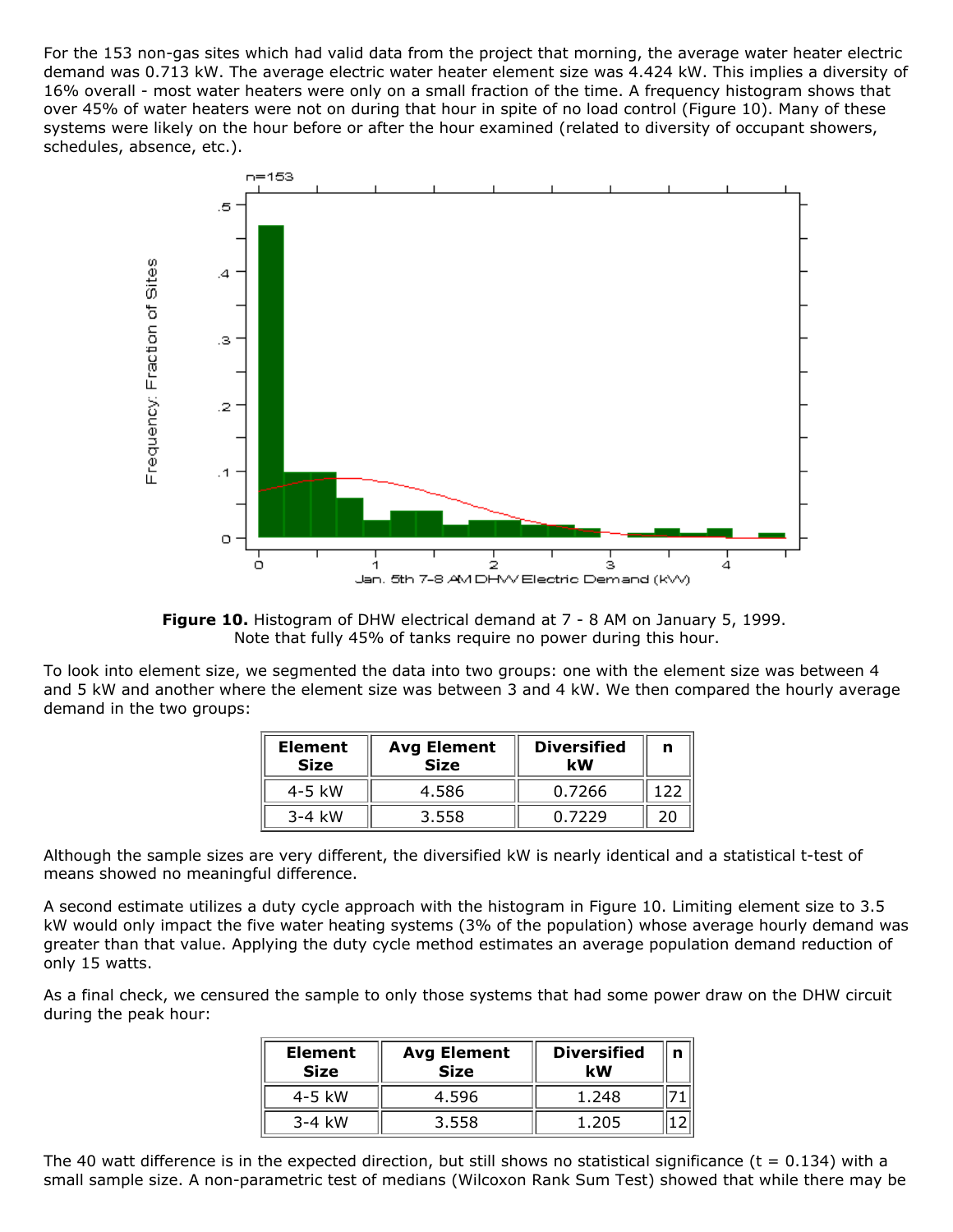For the 153 non-gas sites which had valid data from the project that morning, the average water heater electric demand was 0.713 kW. The average electric water heater element size was 4.424 kW. This implies a diversity of 16% overall - most water heaters were only on a small fraction of the time. A frequency histogram shows that over 45% of water heaters were not on during that hour in spite of no load control (Figure 10). Many of these systems were likely on the hour before or after the hour examined (related to diversity of occupant showers, schedules, absence, etc.).

**Figure 10.** Histogram of DHW electrical demand at 7 - 8 AM on January 5, 1999. Note that fully 45% of tanks require no power during this hour.

To look into element size, we segmented the data into two groups: one with the element size was between 4 and 5 kW and another where the element size was between 3 and 4 kW. We then compared the hourly average demand in the two groups:

| Element Size | Avg Element Size | Diversified kW | n |
|---|---|---|---|
| 4-5 kW | 4.586 | 0.7266 | 122 |
| 3-4 kW | 3.558 | 0.7229 | 20 |

Although the sample sizes are very different, the diversified kW is nearly identical and a statistical t-test of means showed no meaningful difference.

A second estimate utilizes a duty cycle approach with the histogram in Figure 10. Limiting element size to 3.5 kW would only impact the five water heating systems (3% of the population) whose average hourly demand was greater than that value. Applying the duty cycle method estimates an average population demand reduction of only 15 watts.

As a final check, we censured the sample to only those systems that had some power draw on the DHW circuit during the peak hour:

| Element Size | Avg Element Size | Diversified kW | n |
|---|---|---|---|
| 4-5 kW | 4.596 | 1.248 | 71 |
| 3-4 kW | 3.558 | 1.205 | 12 |

The 40 watt difference is in the expected direction, but still shows no statistical significance ($t = 0.134$) with a small sample size. A non-parametric test of medians (Wilcoxon Rank Sum Test) showed that while there may be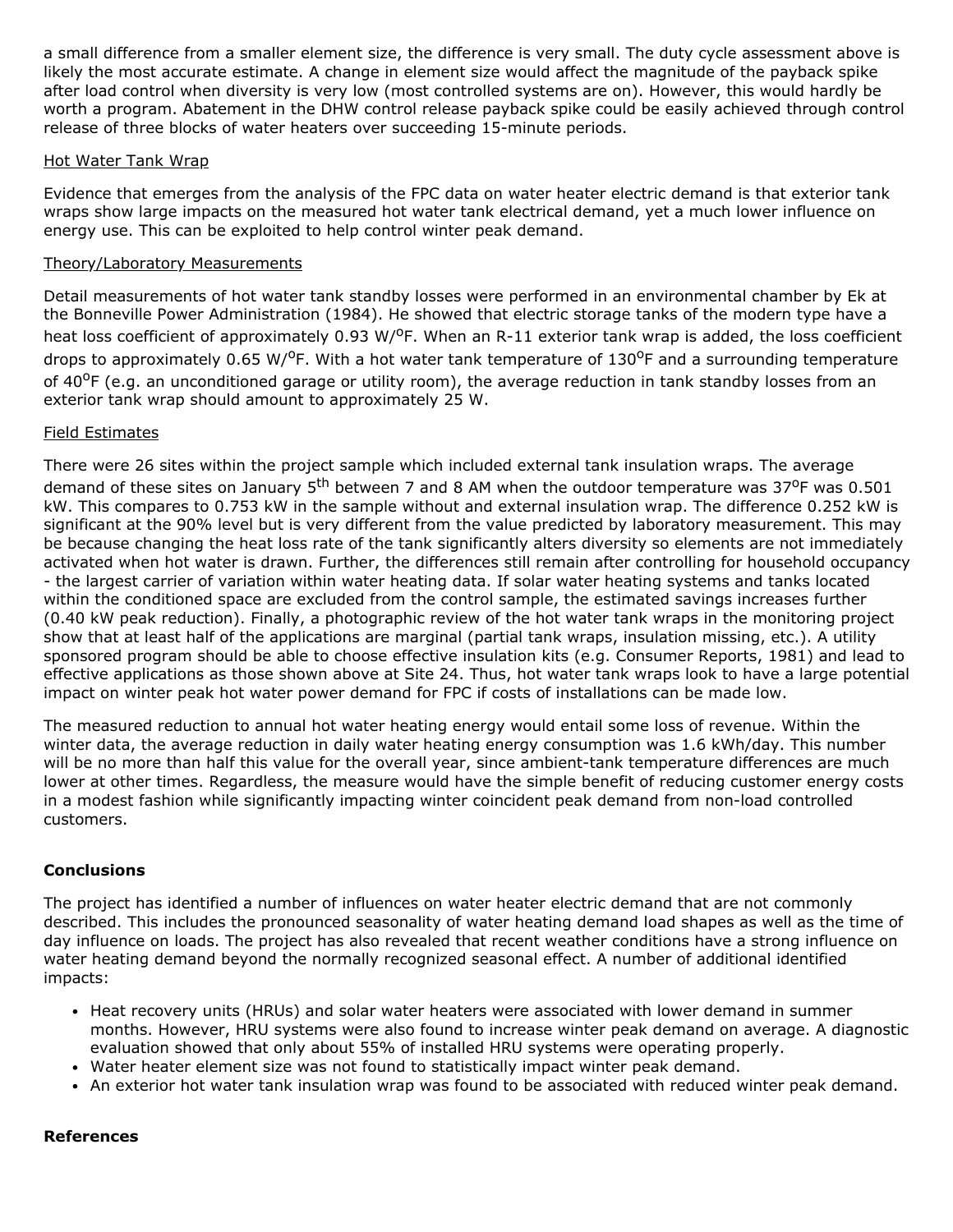a small difference from a smaller element size, the difference is very small. The duty cycle assessment above is likely the most accurate estimate. A change in element size would affect the magnitude of the payback spike after load control when diversity is very low (most controlled systems are on). However, this would hardly be worth a program. Abatement in the DHW control release payback spike could be easily achieved through control release of three blocks of water heaters over succeeding 15-minute periods.

Hot Water Tank Wrap

Evidence that emerges from the analysis of the FPC data on water heater electric demand is that exterior tank wraps show large impacts on the measured hot water tank electrical demand, yet a much lower influence on energy use. This can be exploited to help control winter peak demand.

Theory/Laboratory Measurements

Detail measurements of hot water tank standby losses were performed in an environmental chamber by Ek at the Bonneville Power Administration (1984). He showed that electric storage tanks of the modern type have a heat loss coefficient of approximately 0.93 W/$^{o}$F. When an R-11 exterior tank wrap is added, the loss coefficient drops to approximately 0.65 W/$^{o}$F. With a hot water tank temperature of 130$^{o}$F and a surrounding temperature of 40$^{o}$F (e.g. an unconditioned garage or utility room), the average reduction in tank standby losses from an exterior tank wrap should amount to approximately 25 W.

Field Estimates

There were 26 sites within the project sample which included external tank insulation wraps. The average demand of these sites on January 5$^{th}$ between 7 and 8 AM when the outdoor temperature was 37$^{o}$F was 0.501 kW. This compares to 0.753 kW in the sample without and external insulation wrap. The difference 0.252 kW is significant at the 90% level but is very different from the value predicted by laboratory measurement. This may be because changing the heat loss rate of the tank significantly alters diversity so elements are not immediately activated when hot water is drawn. Further, the differences still remain after controlling for household occupancy - the largest carrier of variation within water heating data. If solar water heating systems and tanks located within the conditioned space are excluded from the control sample, the estimated savings increases further (0.40 kW peak reduction). Finally, a photographic review of the hot water tank wraps in the monitoring project show that at least half of the applications are marginal (partial tank wraps, insulation missing, etc.). A utility sponsored program should be able to choose effective insulation kits (e.g. Consumer Reports, 1981) and lead to effective applications as those shown above at Site 24. Thus, hot water tank wraps look to have a large potential impact on winter peak hot water power demand for FPC if costs of installations can be made low.

The measured reduction to annual hot water heating energy would entail some loss of revenue. Within the winter data, the average reduction in daily water heating energy consumption was 1.6 kWh/day. This number will be no more than half this value for the overall year, since ambient-tank temperature differences are much lower at other times. Regardless, the measure would have the simple benefit of reducing customer energy costs in a modest fashion while significantly impacting winter coincident peak demand from non-load controlled customers.

**Conclusions**

The project has identified a number of influences on water heater electric demand that are not commonly described. This includes the pronounced seasonality of water heating demand load shapes as well as the time of day influence on loads. The project has also revealed that recent weather conditions have a strong influence on water heating demand beyond the normally recognized seasonal effect. A number of additional identified impacts:

- Heat recovery units (HRUs) and solar water heaters were associated with lower demand in summer months. However, HRU systems were also found to increase winter peak demand on average. A diagnostic evaluation showed that only about 55% of installed HRU systems were operating properly.
- Water heater element size was not found to statistically impact winter peak demand.
- An exterior hot water tank insulation wrap was found to be associated with reduced winter peak demand.

**References**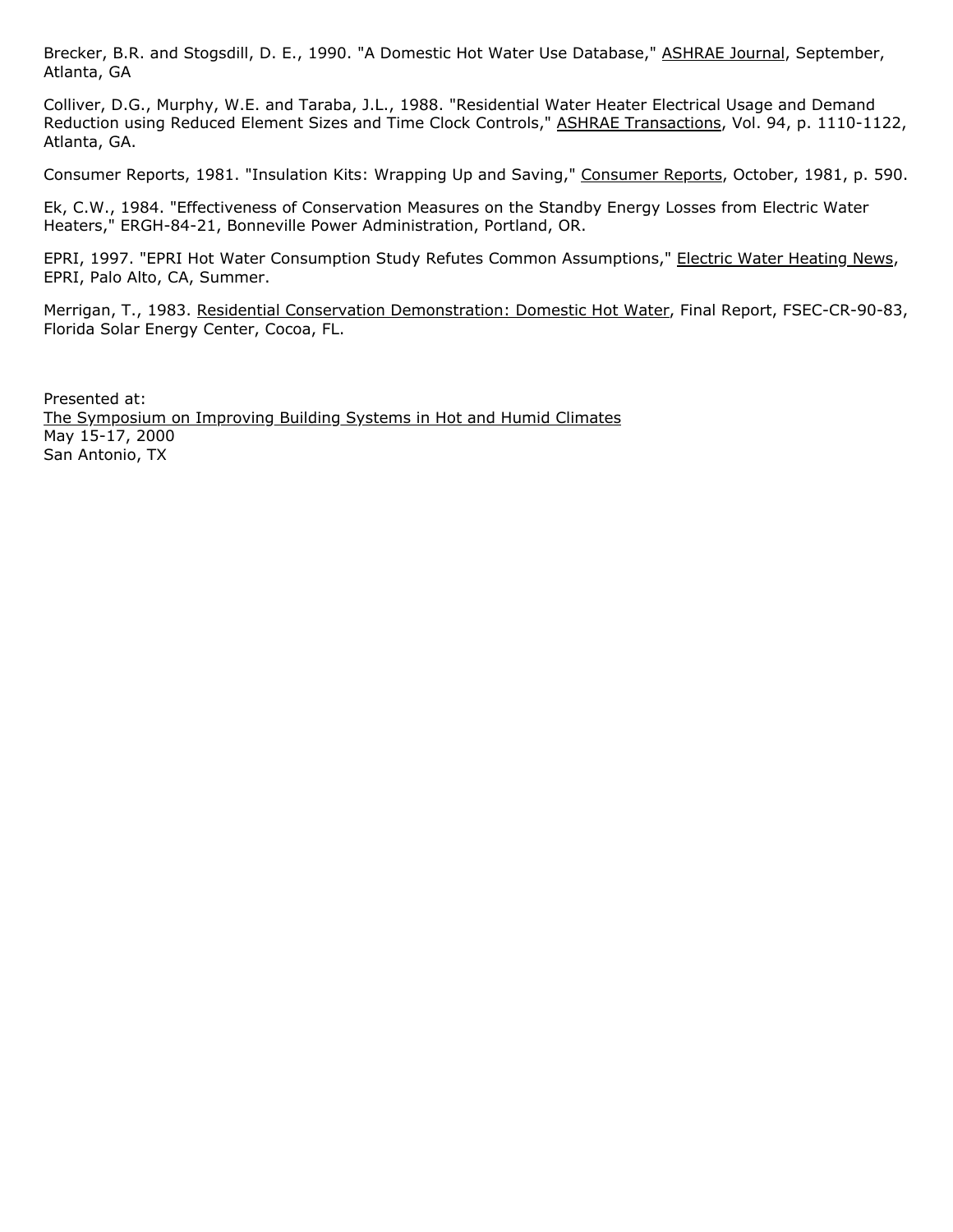Brecker, B.R. and Stogsdill, D. E., 1990. "A Domestic Hot Water Use Database," ASHRAE Journal, September, Atlanta, GA

Colliver, D.G., Murphy, W.E. and Taraba, J.L., 1988. "Residential Water Heater Electrical Usage and Demand Reduction using Reduced Element Sizes and Time Clock Controls," ASHRAE Transactions, Vol. 94, p. 1110-1122, Atlanta, GA.

Consumer Reports, 1981. "Insulation Kits: Wrapping Up and Saving," Consumer Reports, October, 1981, p. 590.

Ek, C.W., 1984. "Effectiveness of Conservation Measures on the Standby Energy Losses from Electric Water Heaters," ERGH-84-21, Bonneville Power Administration, Portland, OR.

EPRI, 1997. "EPRI Hot Water Consumption Study Refutes Common Assumptions," Electric Water Heating News, EPRI, Palo Alto, CA, Summer.

Merrigan, T., 1983. Residential Conservation Demonstration: Domestic Hot Water, Final Report, FSEC-CR-90-83, Florida Solar Energy Center, Cocoa, FL.

Presented at:
The Symposium on Improving Building Systems in Hot and Humid Climates
May 15-17, 2000
San Antonio, TX